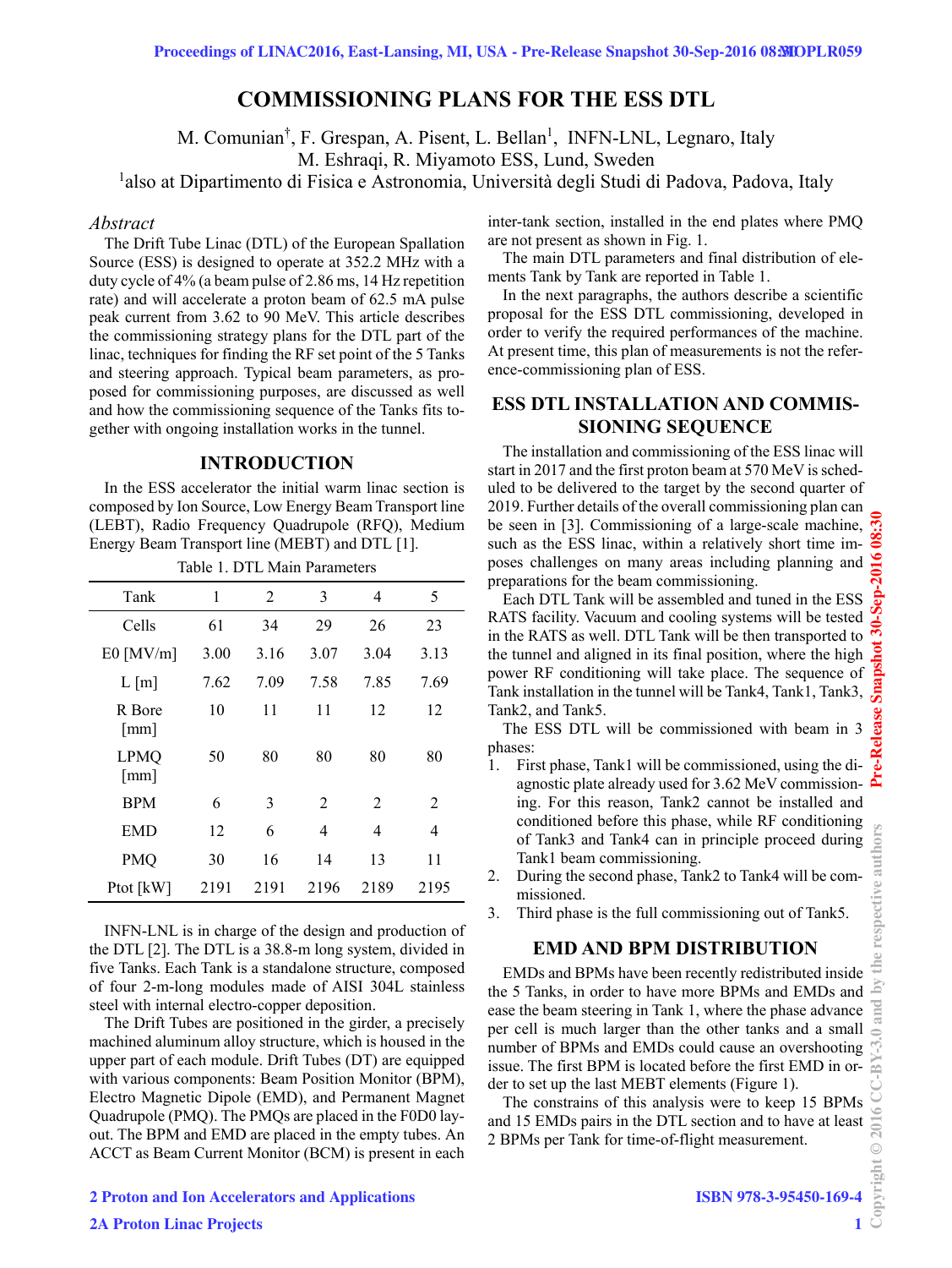# COMMISSIONING PLANS FOR THE ESS DTL

M. Comunian[†], F. Grespan, A. Pisent, L. Bellan[1], INFN-LNL, Legnaro, Italy
M. Eshraqi, R. Miyamoto ESS, Lund, Sweden
[1]also at Dipartimento di Fisica e Astronomia, Università degli Studi di Padova, Padova, Italy

## *Abstract*

The Drift Tube Linac (DTL) of the European Spallation Source (ESS) is designed to operate at 352.2 MHz with a duty cycle of 4% (a beam pulse of 2.86 ms, 14 Hz repetition rate) and will accelerate a proton beam of 62.5 mA pulse peak current from 3.62 to 90 MeV. This article describes the commissioning strategy plans for the DTL part of the linac, techniques for finding the RF set point of the 5 Tanks and steering approach. Typical beam parameters, as proposed for commissioning purposes, are discussed as well and how the commissioning sequence of the Tanks fits together with ongoing installation works in the tunnel.

## INTRODUCTION

In the ESS accelerator the initial warm linac section is composed by Ion Source, Low Energy Beam Transport line (LEBT), Radio Frequency Quadrupole (RFQ), Medium Energy Beam Transport line (MEBT) and DTL [1].

Table 1. DTL Main Parameters

| Tank | 1 | 2 | 3 | 4 | 5 |
|---|---|---|---|---|---|
| Cells | 61 | 34 | 29 | 26 | 23 |
| E0 [MV/m] | 3.00 | 3.16 | 3.07 | 3.04 | 3.13 |
| L [m] | 7.62 | 7.09 | 7.58 | 7.85 | 7.69 |
| R Bore [mm] | 10 | 11 | 11 | 12 | 12 |
| LPMQ [mm] | 50 | 80 | 80 | 80 | 80 |
| BPM | 6 | 3 | 2 | 2 | 2 |
| EMD | 12 | 6 | 4 | 4 | 4 |
| PMQ | 30 | 16 | 14 | 13 | 11 |
| Ptot [kW] | 2191 | 2191 | 2196 | 2189 | 2195 |

INFN-LNL is in charge of the design and production of the DTL [2]. The DTL is a 38.8-m long system, divided in five Tanks. Each Tank is a standalone structure, composed of four 2-m-long modules made of AISI 304L stainless steel with internal electro-copper deposition.

The Drift Tubes are positioned in the girder, a precisely machined aluminum alloy structure, which is housed in the upper part of each module. Drift Tubes (DT) are equipped with various components: Beam Position Monitor (BPM), Electro Magnetic Dipole (EMD), and Permanent Magnet Quadrupole (PMQ). The PMQs are placed in the F0D0 layout. The BPM and EMD are placed in the empty tubes. An ACCT as Beam Current Monitor (BCM) is present in each inter-tank section, installed in the end plates where PMQ are not present as shown in Fig. 1.

The main DTL parameters and final distribution of elements Tank by Tank are reported in Table 1.

In the next paragraphs, the authors describe a scientific proposal for the ESS DTL commissioning, developed in order to verify the required performances of the machine. At present time, this plan of measurements is not the reference-commissioning plan of ESS.

## ESS DTL INSTALLATION AND COMMISSIONING SEQUENCE

The installation and commissioning of the ESS linac will start in 2017 and the first proton beam at 570 MeV is scheduled to be delivered to the target by the second quarter of 2019. Further details of the overall commissioning plan can be seen in [3]. Commissioning of a large-scale machine, such as the ESS linac, within a relatively short time imposes challenges on many areas including planning and preparations for the beam commissioning.

Each DTL Tank will be assembled and tuned in the ESS RATS facility. Vacuum and cooling systems will be tested in the RATS as well. DTL Tank will be then transported to the tunnel and aligned in its final position, where the high power RF conditioning will take place. The sequence of Tank installation in the tunnel will be Tank4, Tank1, Tank3, Tank2, and Tank5.

The ESS DTL will be commissioned with beam in 3 phases:

1. First phase, Tank1 will be commissioned, using the diagnostic plate already used for 3.62 MeV commissioning. For this reason, Tank2 cannot be installed and conditioned before this phase, while RF conditioning of Tank3 and Tank4 can in principle proceed during Tank1 beam commissioning.
2. During the second phase, Tank2 to Tank4 will be commissioned.
3. Third phase is the full commissioning out of Tank5.

## EMD AND BPM DISTRIBUTION

EMDs and BPMs have been recently redistributed inside the 5 Tanks, in order to have more BPMs and EMDs and ease the beam steering in Tank 1, where the phase advance per cell is much larger than the other tanks and a small number of BPMs and EMDs could cause an overshooting issue. The first BPM is located before the first EMD in order to set up the last MEBT elements (Figure 1).

The constrains of this analysis were to keep 15 BPMs and 15 EMDs pairs in the DTL section and to have at least 2 BPMs per Tank for time-of-flight measurement.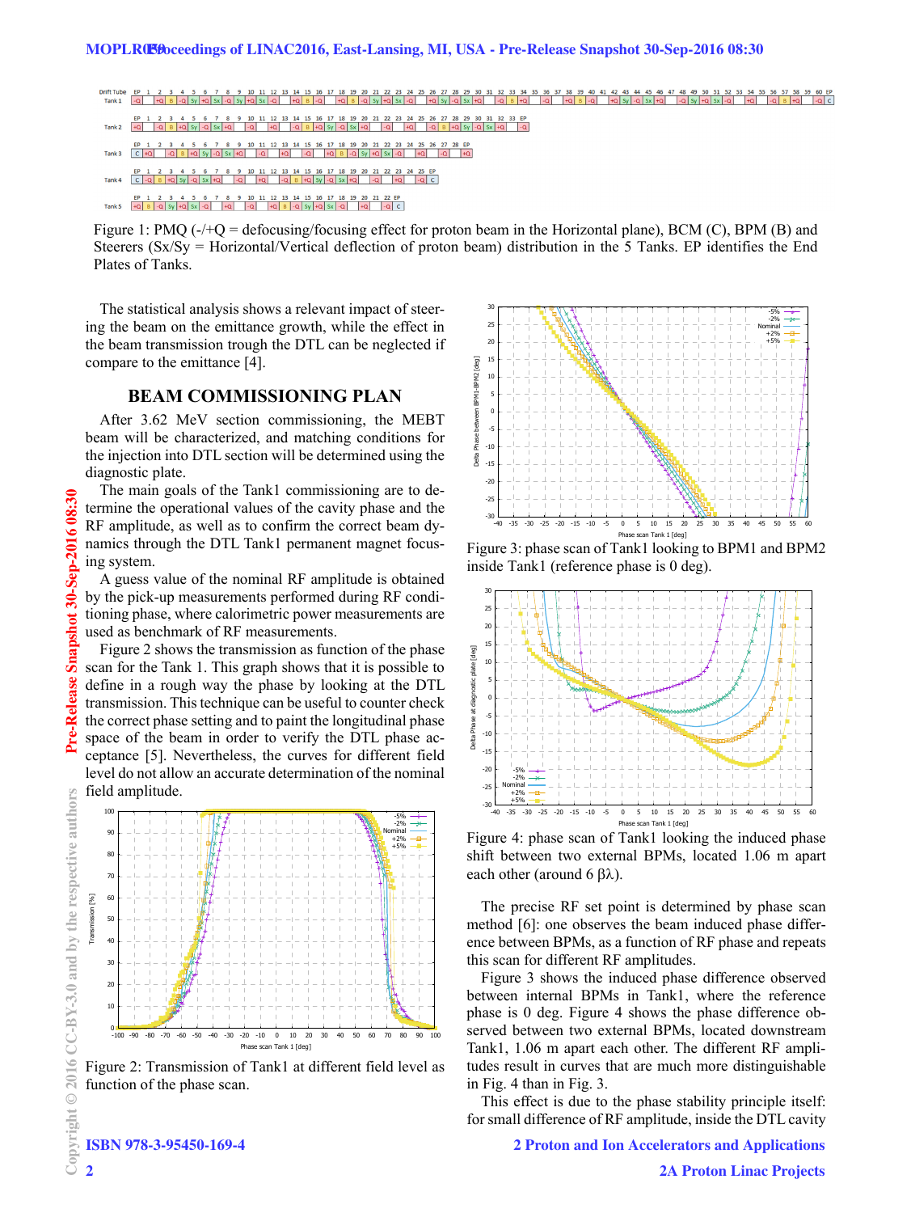Figure 1: PMQ (-/+Q = defocusing/focusing effect for proton beam in the Horizontal plane), BCM (C), BPM (B) and Steerers (Sx/Sy = Horizontal/Vertical deflection of proton beam) distribution in the 5 Tanks. EP identifies the End Plates of Tanks.

The statistical analysis shows a relevant impact of steering the beam on the emittance growth, while the effect in the beam transmission trough the DTL can be neglected if compare to the emittance [4].

## BEAM COMMISSIONING PLAN

After 3.62 MeV section commissioning, the MEBT beam will be characterized, and matching conditions for the injection into DTL section will be determined using the diagnostic plate.

The main goals of the Tank1 commissioning are to determine the operational values of the cavity phase and the RF amplitude, as well as to confirm the correct beam dynamics through the DTL Tank1 permanent magnet focusing system.

A guess value of the nominal RF amplitude is obtained by the pick-up measurements performed during RF conditioning phase, where calorimetric power measurements are used as benchmark of RF measurements.

Figure 2 shows the transmission as function of the phase scan for the Tank 1. This graph shows that it is possible to define in a rough way the phase by looking at the DTL transmission. This technique can be useful to counter check the correct phase setting and to paint the longitudinal phase space of the beam in order to verify the DTL phase acceptance [5]. Nevertheless, the curves for different field level do not allow an accurate determination of the nominal field amplitude.

Figure 2: Transmission of Tank1 at different field level as function of the phase scan.

Figure 3: phase scan of Tank1 looking to BPM1 and BPM2 inside Tank1 (reference phase is 0 deg).

Figure 4: phase scan of Tank1 looking the induced phase shift between two external BPMs, located 1.06 m apart each other (around 6 $\beta\lambda$).

The precise RF set point is determined by phase scan method [6]: one observes the beam induced phase difference between BPMs, as a function of RF phase and repeats this scan for different RF amplitudes.

Figure 3 shows the induced phase difference observed between internal BPMs in Tank1, where the reference phase is 0 deg. Figure 4 shows the phase difference observed between two external BPMs, located downstream Tank1, 1.06 m apart each other. The different RF amplitudes result in curves that are much more distinguishable in Fig. 4 than in Fig. 3.

This effect is due to the phase stability principle itself: for small difference of RF amplitude, inside the DTL cavity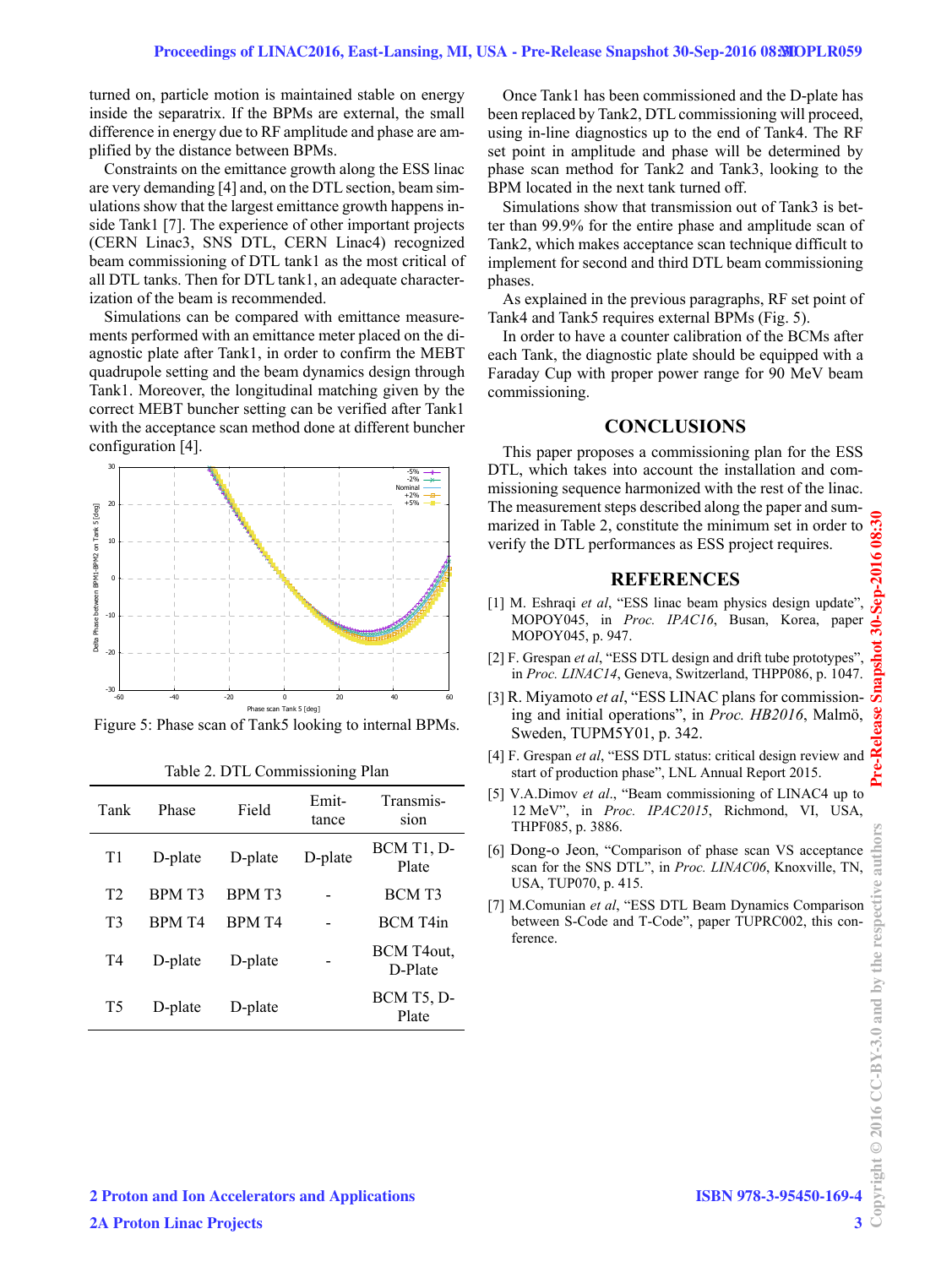turned on, particle motion is maintained stable on energy inside the separatrix. If the BPMs are external, the small difference in energy due to RF amplitude and phase are amplified by the distance between BPMs.

Constraints on the emittance growth along the ESS linac are very demanding [4] and, on the DTL section, beam simulations show that the largest emittance growth happens inside Tank1 [7]. The experience of other important projects (CERN Linac3, SNS DTL, CERN Linac4) recognized beam commissioning of DTL tank1 as the most critical of all DTL tanks. Then for DTL tank1, an adequate characterization of the beam is recommended.

Simulations can be compared with emittance measurements performed with an emittance meter placed on the diagnostic plate after Tank1, in order to confirm the MEBT quadrupole setting and the beam dynamics design through Tank1. Moreover, the longitudinal matching given by the correct MEBT buncher setting can be verified after Tank1 with the acceptance scan method done at different buncher configuration [4].

Delta Phase between BPM1-BPM2 on Tank 5 [deg]
30
20
10
0
-10
-20
-30
-60
-40
-20
0
20
40
60
Phase scan Tank 5 [deg]
-5%
-2%
Nominal
+2%
+5%

Figure 5: Phase scan of Tank5 looking to internal BPMs.

Table 2. DTL Commissioning Plan

| Tank | Phase | Field | Emittance | Transmission |
|---|---|---|---|---|
| T1 | D-plate | D-plate | D-plate | BCM T1, D-Plate |
| T2 | BPM T3 | BPM T3 | - | BCM T3 |
| T3 | BPM T4 | BPM T4 | - | BCM T4in |
| T4 | D-plate | D-plate | - | BCM T4out, D-Plate |
| T5 | D-plate | D-plate | | BCM T5, D-Plate |

Once Tank1 has been commissioned and the D-plate has been replaced by Tank2, DTL commissioning will proceed, using in-line diagnostics up to the end of Tank4. The RF set point in amplitude and phase will be determined by phase scan method for Tank2 and Tank3, looking to the BPM located in the next tank turned off.

Simulations show that transmission out of Tank3 is better than 99.9% for the entire phase and amplitude scan of Tank2, which makes acceptance scan technique difficult to implement for second and third DTL beam commissioning phases.

As explained in the previous paragraphs, RF set point of Tank4 and Tank5 requires external BPMs (Fig. 5).

In order to have a counter calibration of the BCMs after each Tank, the diagnostic plate should be equipped with a Faraday Cup with proper power range for 90 MeV beam commissioning.

## CONCLUSIONS

This paper proposes a commissioning plan for the ESS DTL, which takes into account the installation and commissioning sequence harmonized with the rest of the linac. The measurement steps described along the paper and summarized in Table 2, constitute the minimum set in order to verify the DTL performances as ESS project requires.

## REFERENCES

[1] M. Eshraqi *et al*, "ESS linac beam physics design update", MOPOY045, in *Proc. IPAC16*, Busan, Korea, paper MOPOY045, p. 947.

[2] F. Grespan *et al*, "ESS DTL design and drift tube prototypes", in *Proc. LINAC14*, Geneva, Switzerland, THPP086, p. 1047.

[3] R. Miyamoto *et al*, "ESS LINAC plans for commissioning and initial operations", in *Proc. HB2016*, Malmö, Sweden, TUPM5Y01, p. 342.

[4] F. Grespan *et al*, "ESS DTL status: critical design review and start of production phase", LNL Annual Report 2015.

[5] V.A.Dimov *et al.*, "Beam commissioning of LINAC4 up to 12 MeV", in *Proc. IPAC2015*, Richmond, VI, USA, THPF085, p. 3886.

[6] Dong-o Jeon, "Comparison of phase scan VS acceptance scan for the SNS DTL", in *Proc. LINAC06*, Knoxville, TN, USA, TUP070, p. 415.

[7] M.Comunian *et al*, "ESS DTL Beam Dynamics Comparison between S-Code and T-Code", paper TUPRC002, this conference.